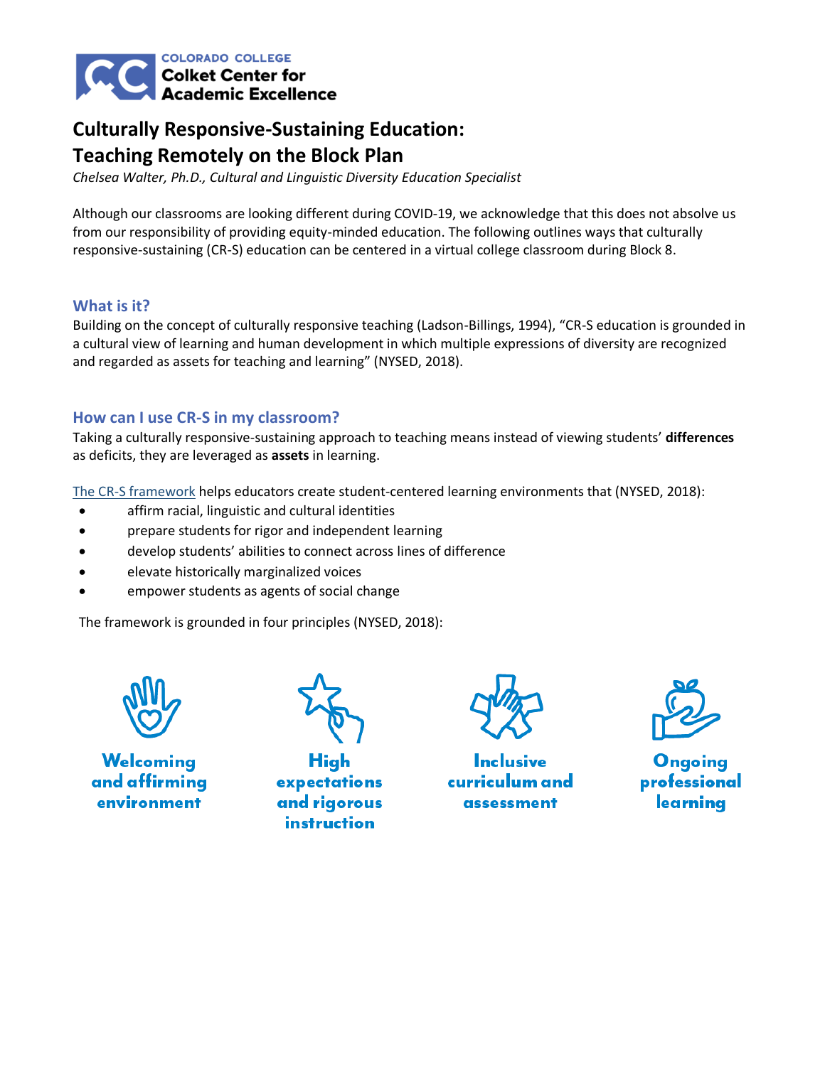COLORADO COLLEGE
Colket Center for Academic Excellence

# Culturally Responsive-Sustaining Education: Teaching Remotely on the Block Plan

*Chelsea Walter, Ph.D., Cultural and Linguistic Diversity Education Specialist*

Although our classrooms are looking different during COVID-19, we acknowledge that this does not absolve us from our responsibility of providing equity-minded education. The following outlines ways that culturally responsive-sustaining (CR-S) education can be centered in a virtual college classroom during Block 8.

## What is it?

Building on the concept of culturally responsive teaching (Ladson-Billings, 1994), "CR-S education is grounded in a cultural view of learning and human development in which multiple expressions of diversity are recognized and regarded as assets for teaching and learning" (NYSED, 2018).

## How can I use CR-S in my classroom?

Taking a culturally responsive-sustaining approach to teaching means instead of viewing students' **differences** as deficits, they are leveraged as **assets** in learning.

The CR-S framework helps educators create student-centered learning environments that (NYSED, 2018):

- affirm racial, linguistic and cultural identities
- prepare students for rigor and independent learning
- develop students' abilities to connect across lines of difference
- elevate historically marginalized voices
- empower students as agents of social change

The framework is grounded in four principles (NYSED, 2018):

- **Welcoming and affirming environment**
- **High expectations and rigorous instruction**
- **Inclusive curriculum and assessment**
- **Ongoing professional learning**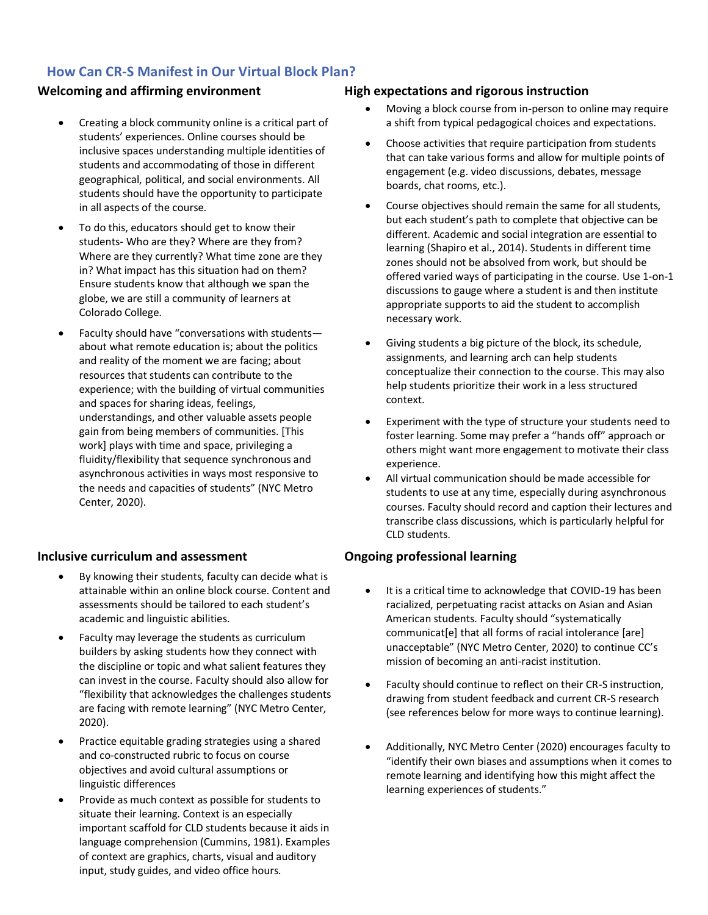## How Can CR-S Manifest in Our Virtual Block Plan?

### Welcoming and affirming environment

- Creating a block community online is a critical part of students' experiences. Online courses should be inclusive spaces understanding multiple identities of students and accommodating of those in different geographical, political, and social environments. All students should have the opportunity to participate in all aspects of the course.
- To do this, educators should get to know their students- Who are they? Where are they from? Where are they currently? What time zone are they in? What impact has this situation had on them? Ensure students know that although we span the globe, we are still a community of learners at Colorado College.
- Faculty should have "conversations with students—about what remote education is; about the politics and reality of the moment we are facing; about resources that students can contribute to the experience; with the building of virtual communities and spaces for sharing ideas, feelings, understandings, and other valuable assets people gain from being members of communities. [This work] plays with time and space, privileging a fluidity/flexibility that sequence synchronous and asynchronous activities in ways most responsive to the needs and capacities of students" (NYC Metro Center, 2020).

### Inclusive curriculum and assessment

- By knowing their students, faculty can decide what is attainable within an online block course. Content and assessments should be tailored to each student's academic and linguistic abilities.
- Faculty may leverage the students as curriculum builders by asking students how they connect with the discipline or topic and what salient features they can invest in the course. Faculty should also allow for "flexibility that acknowledges the challenges students are facing with remote learning" (NYC Metro Center, 2020).
- Practice equitable grading strategies using a shared and co-constructed rubric to focus on course objectives and avoid cultural assumptions or linguistic differences
- Provide as much context as possible for students to situate their learning. Context is an especially important scaffold for CLD students because it aids in language comprehension (Cummins, 1981). Examples of context are graphics, charts, visual and auditory input, study guides, and video office hours.

### High expectations and rigorous instruction

- Moving a block course from in-person to online may require a shift from typical pedagogical choices and expectations.
- Choose activities that require participation from students that can take various forms and allow for multiple points of engagement (e.g. video discussions, debates, message boards, chat rooms, etc.).
- Course objectives should remain the same for all students, but each student's path to complete that objective can be different. Academic and social integration are essential to learning (Shapiro et al., 2014). Students in different time zones should not be absolved from work, but should be offered varied ways of participating in the course. Use 1-on-1 discussions to gauge where a student is and then institute appropriate supports to aid the student to accomplish necessary work.
- Giving students a big picture of the block, its schedule, assignments, and learning arch can help students conceptualize their connection to the course. This may also help students prioritize their work in a less structured context.
- Experiment with the type of structure your students need to foster learning. Some may prefer a "hands off" approach or others might want more engagement to motivate their class experience.
- All virtual communication should be made accessible for students to use at any time, especially during asynchronous courses. Faculty should record and caption their lectures and transcribe class discussions, which is particularly helpful for CLD students.

### Ongoing professional learning

- It is a critical time to acknowledge that COVID-19 has been racialized, perpetuating racist attacks on Asian and Asian American students. Faculty should "systematically communicat[e] that all forms of racial intolerance [are] unacceptable" (NYC Metro Center, 2020) to continue CC's mission of becoming an anti-racist institution.
- Faculty should continue to reflect on their CR-S instruction, drawing from student feedback and current CR-S research (see references below for more ways to continue learning).
- Additionally, NYC Metro Center (2020) encourages faculty to "identify their own biases and assumptions when it comes to remote learning and identifying how this might affect the learning experiences of students."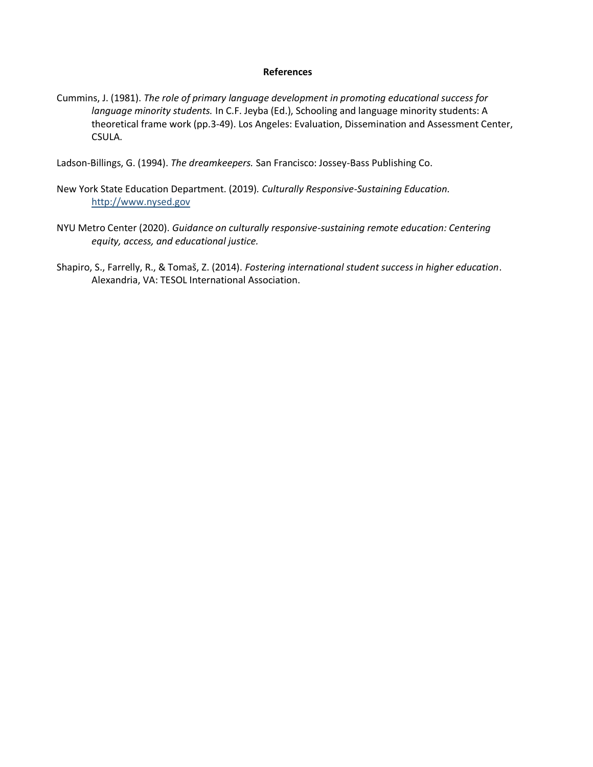**References**

Cummins, J. (1981). *The role of primary language development in promoting educational success for language minority students.* In C.F. Jeyba (Ed.), Schooling and language minority students: A theoretical frame work (pp.3-49). Los Angeles: Evaluation, Dissemination and Assessment Center, CSULA.

Ladson-Billings, G. (1994). *The dreamkeepers.* San Francisco: Jossey-Bass Publishing Co.

New York State Education Department. (2019). *Culturally Responsive-Sustaining Education.* http://www.nysed.gov

NYU Metro Center (2020). *Guidance on culturally responsive-sustaining remote education: Centering equity, access, and educational justice.*

Shapiro, S., Farrelly, R., & Tomaš, Z. (2014). *Fostering international student success in higher education*. Alexandria, VA: TESOL International Association.